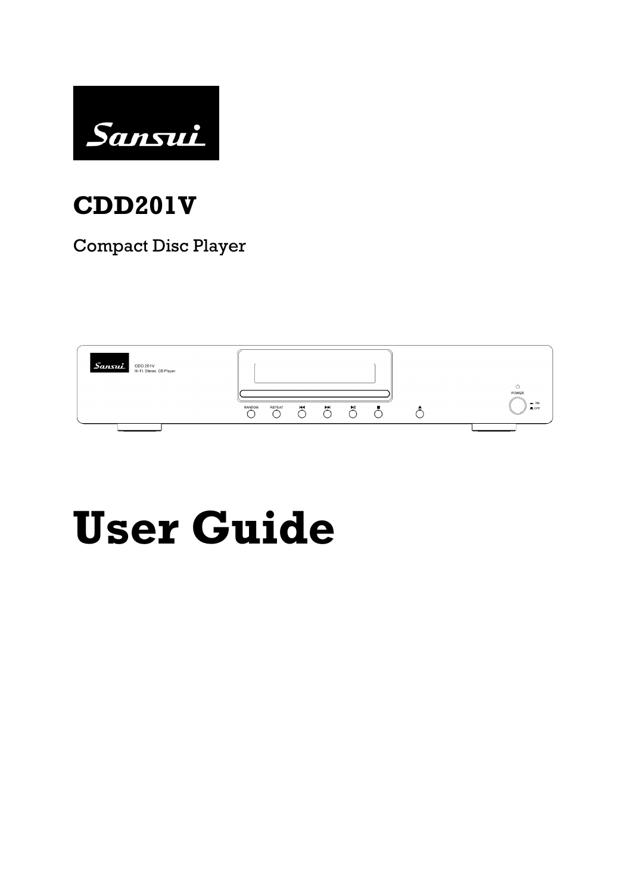Sansui

# CDD201V

Compact Disc Player

# User Guide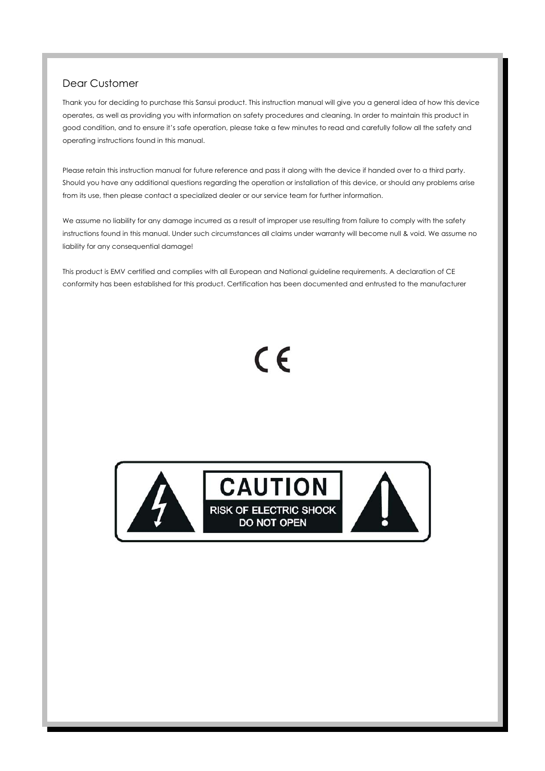## Dear Customer

Thank you for deciding to purchase this Sansui product. This instruction manual will give you a general idea of how this device operates, as well as providing you with information on safety procedures and cleaning. In order to maintain this product in good condition, and to ensure it's safe operation, please take a few minutes to read and carefully follow all the safety and operating instructions found in this manual.

Please retain this instruction manual for future reference and pass it along with the device if handed over to a third party. Should you have any additional questions regarding the operation or installation of this device, or should any problems arise from its use, then please contact a specialized dealer or our service team for further information.

We assume no liability for any damage incurred as a result of improper use resulting from failure to comply with the safety instructions found in this manual. Under such circumstances all claims under warranty will become null & void. We assume no liability for any consequential damage!

This product is EMV certified and complies with all European and National guideline requirements. A declaration of CE conformity has been established for this product. Certification has been documented and entrusted to the manufacturer

CE

**CAUTION**

**RISK OF ELECTRIC SHOCK DO NOT OPEN**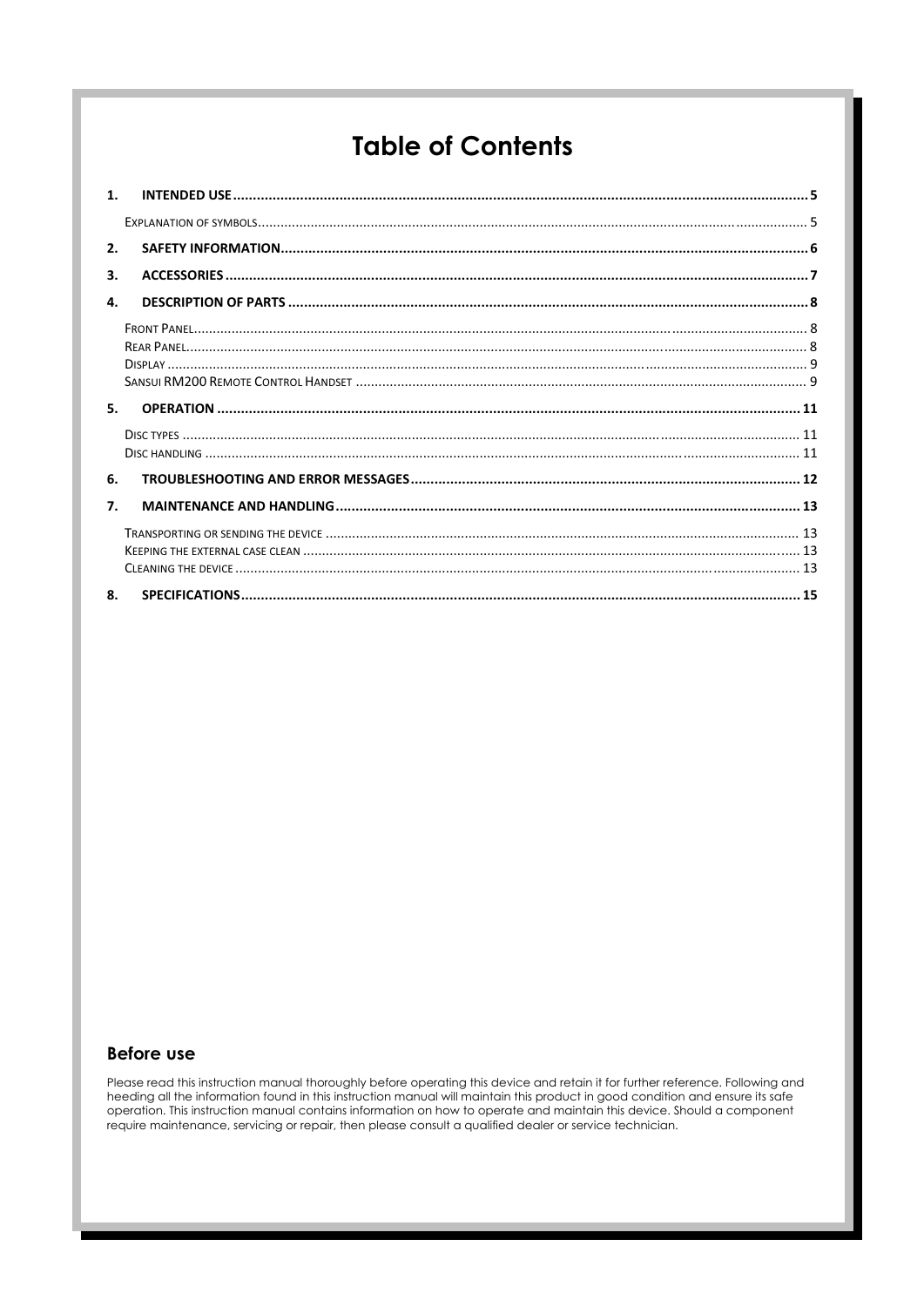# Table of Contents

1. **INTENDED USE** ........ 5
   - Explanation of symbols ........ 5
2. **SAFETY INFORMATION** ........ 6
3. **ACCESSORIES** ........ 7
4. **DESCRIPTION OF PARTS** ........ 8
   - Front Panel ........ 8
   - Rear Panel ........ 8
   - Display ........ 9
   - Sansui RM200 Remote Control Handset ........ 9
5. **OPERATION** ........ 11
   - Disc types ........ 11
   - Disc handling ........ 11
6. **TROUBLESHOOTING AND ERROR MESSAGES** ........ 12
7. **MAINTENANCE AND HANDLING** ........ 13
   - Transporting or sending the device ........ 13
   - Keeping the external case clean ........ 13
   - Cleaning the device ........ 13
8. **SPECIFICATIONS** ........ 15

## Before use

Please read this instruction manual thoroughly before operating this device and retain it for further reference. Following and heeding all the information found in this instruction manual will maintain this product in good condition and ensure its safe operation. This instruction manual contains information on how to operate and maintain this device. Should a component require maintenance, servicing or repair, then please consult a qualified dealer or service technician.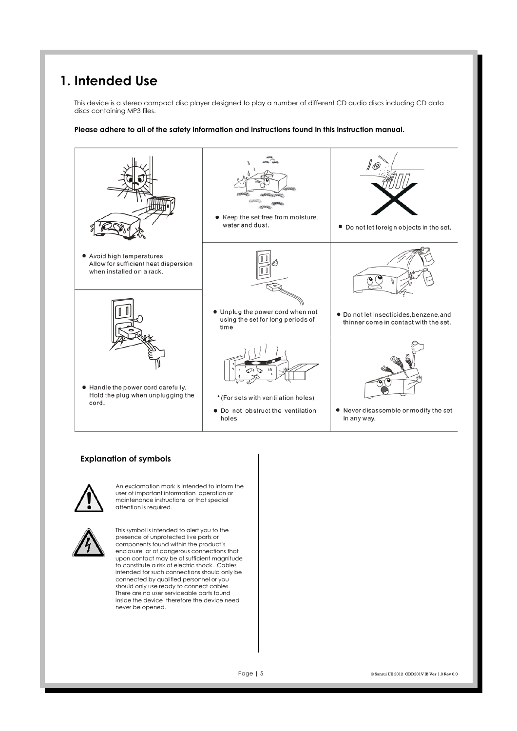# 1. Intended Use

This device is a stereo compact disc player designed to play a number of different CD audio discs including CD data discs containing MP3 files.

**Please adhere to all of the safety information and instructions found in this instruction manual.**

- Avoid high temperatures Allow for sufficient heat dispersion when installed on a rack.
- Keep the set free from moisture. water,and dust.
- Do not let foreign objects in the set.
- Unplug the power cord when not using the set for long periods of time
- Do not let insecticides,benzene,and thinner come in contact with the set.
- Handle the power cord carefully. Hold the plug when unplugging the cord.
- *(For sets with ventilation holes)
- Do not obstruct the ventilation holes
- Never disassemble or modify the set in any way.

### Explanation of symbols

An exclamation mark is intended to inform the user of important information operation or maintenance instructions or that special attention is required.

This symbol is intended to alert you to the presence of unprotected live parts or components found within the product's enclosure or of dangerous connections that upon contact may be of sufficient magnitude to constitute a risk of electric shock. Cables intended for such connections should only be connected by qualified personnel or you should only use ready to connect cables. There are no user serviceable parts found inside the device therefore the device need never be opened.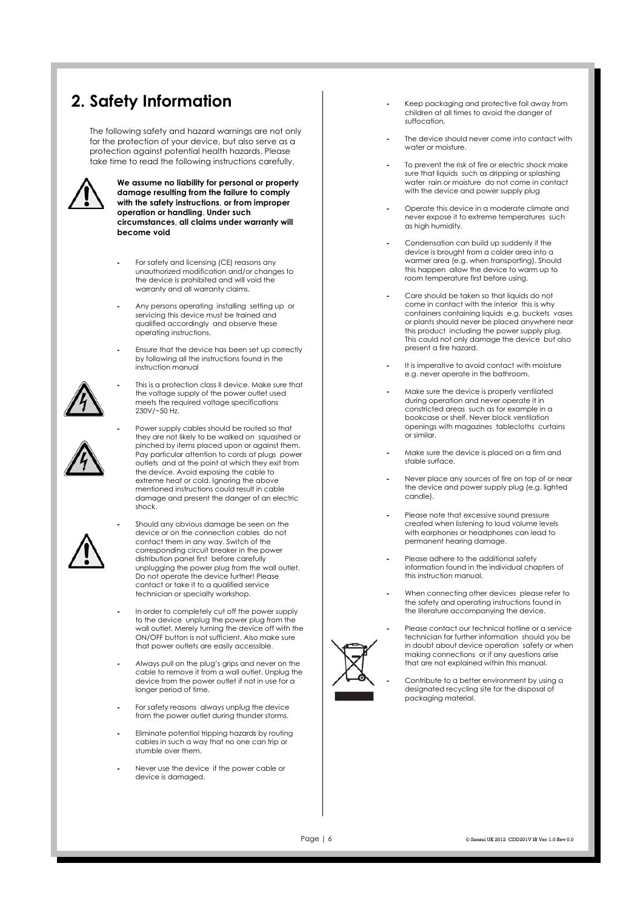## 2. Safety Information

The following safety and hazard warnings are not only for the protection of your device, but also serve as a protection against potential health hazards. Please take time to read the following instructions carefully.

**We assume no liability for personal or property damage resulting from the failure to comply with the safety instructions, or from improper operation or handling. Under such circumstances, all claims under warranty will become void**

- For safety and licensing (CE) reasons any unauthorized modification and/or changes to the device is prohibited and will void the warranty and all warranty claims.
- Any persons operating installing setting up or servicing this device must be trained and qualified accordingly and observe these operating instructions.
- Ensure that the device has been set up correctly by following all the instructions found in the instruction manual
- This is a protection class II device. Make sure that the voltage supply of the power outlet used meets the required voltage specifications 230V/~50 Hz.
- Power supply cables should be routed so that they are not likely to be walked on squashed or pinched by items placed upon or against them. Pay particular attention to cords at plugs power outlets and at the point at which they exit from the device. Avoid exposing the cable to extreme heat or cold. Ignoring the above mentioned instructions could result in cable damage and present the danger of an electric shock.
- Should any obvious damage be seen on the device or on the connection cables do not contact them in any way. Switch of the corresponding circuit breaker in the power distribution panel first before carefully unplugging the power plug from the wall outlet. Do not operate the device further! Please contact or take it to a qualified service technician or specialty workshop.
- In order to completely cut off the power supply to the device unplug the power plug from the wall outlet. Merely turning the device off with the ON/OFF button is not sufficient. Also make sure that power outlets are easily accessible.
- Always pull on the plug's grips and never on the cable to remove it from a wall outlet. Unplug the device from the power outlet if not in use for a longer period of time.
- For safety reasons always unplug the device from the power outlet during thunder storms.
- Eliminate potential tripping hazards by routing cables in such a way that no one can trip or stumble over them.
- Never use the device if the power cable or device is damaged.
- Keep packaging and protective foil away from children at all times to avoid the danger of suffocation.
- The device should never come into contact with water or moisture.
- To prevent the risk of fire or electric shock make sure that liquids such as dripping or splashing water rain or moisture do not come in contact with the device and power supply plug
- Operate this device in a moderate climate and never expose it to extreme temperatures such as high humidity.
- Condensation can build up suddenly if the device is brought from a colder area into a warmer area (e.g. when transporting). Should this happen allow the device to warm up to room temperature first before using.
- Care should be taken so that liquids do not come in contact with the interior this is why containers containing liquids e.g. buckets vases or plants should never be placed anywhere near this product including the power supply plug. This could not only damage the device but also present a fire hazard.
- It is imperative to avoid contact with moisture e.g. never operate in the bathroom.
- Make sure the device is properly ventilated during operation and never operate it in constricted areas such as for example in a bookcase or shelf. Never block ventilation openings with magazines tablecloths curtains or similar.
- Make sure the device is placed on a firm and stable surface.
- Never place any sources of fire on top of or near the device and power supply plug (e.g. lighted candle).
- Please note that excessive sound pressure created when listening to loud volume levels with earphones or headphones can lead to permanent hearing damage.
- Please adhere to the additional safety information found in the individual chapters of this instruction manual.
- When connecting other devices please refer to the safety and operating instructions found in the literature accompanying the device.
- Please contact our technical hotline or a service technician for further information should you be in doubt about device operation safety or when making connections or if any questions arise that are not explained within this manual.
- Contribute to a better environment by using a designated recycling site for the disposal of packaging material.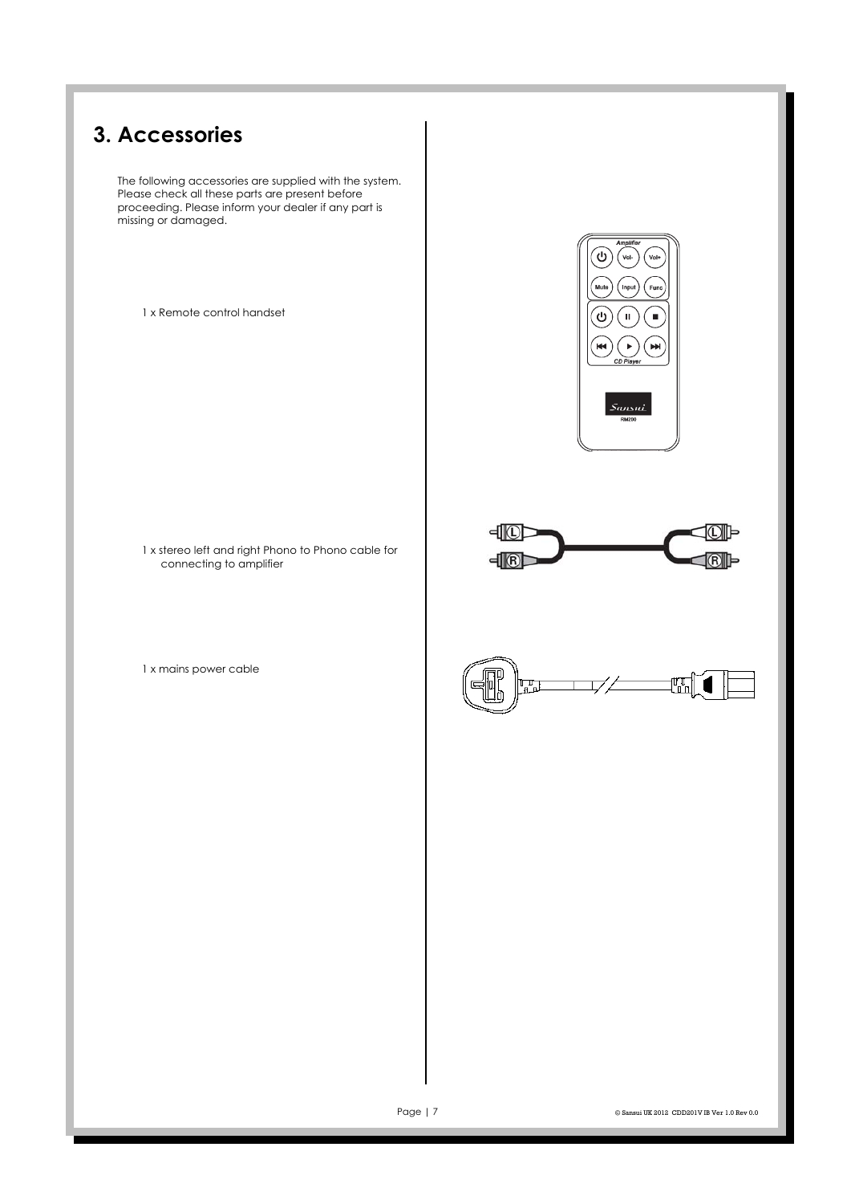# 3. Accessories

The following accessories are supplied with the system. Please check all these parts are present before proceeding. Please inform your dealer if any part is missing or damaged.

1 x Remote control handset

1 x stereo left and right Phono to Phono cable for connecting to amplifier

1 x mains power cable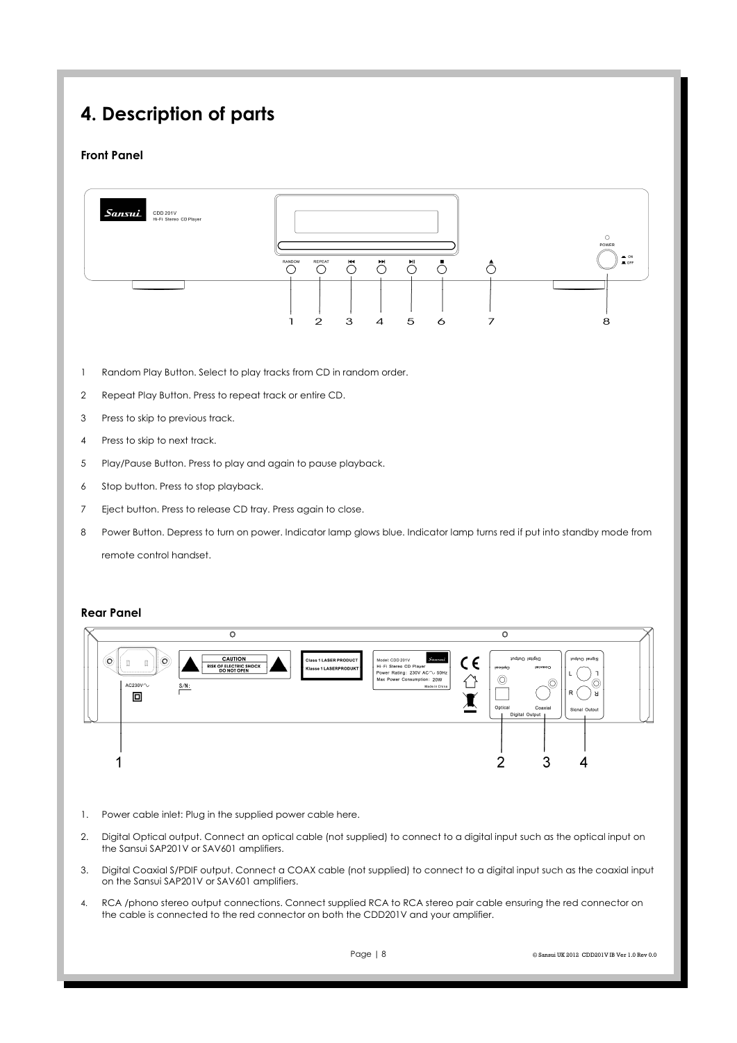# 4. Description of parts

### Front Panel

1 Random Play Button. Select to play tracks from CD in random order.

2 Repeat Play Button. Press to repeat track or entire CD.

3 Press to skip to previous track.

4 Press to skip to next track.

5 Play/Pause Button. Press to play and again to pause playback.

6 Stop button. Press to stop playback.

7 Eject button. Press to release CD tray. Press again to close.

8 Power Button. Depress to turn on power. Indicator lamp glows blue. Indicator lamp turns red if put into standby mode from remote control handset.

### Rear Panel

1. Power cable inlet: Plug in the supplied power cable here.
2. Digital Optical output. Connect an optical cable (not supplied) to connect to a digital input such as the optical input on the Sansui SAP201V or SAV601 amplifiers.
3. Digital Coaxial S/PDIF output. Connect a COAX cable (not supplied) to connect to a digital input such as the coaxial input on the Sansui SAP201V or SAV601 amplifiers.
4. RCA /phono stereo output connections. Connect supplied RCA to RCA stereo pair cable ensuring the red connector on the cable is connected to the red connector on both the CDD201V and your amplifier.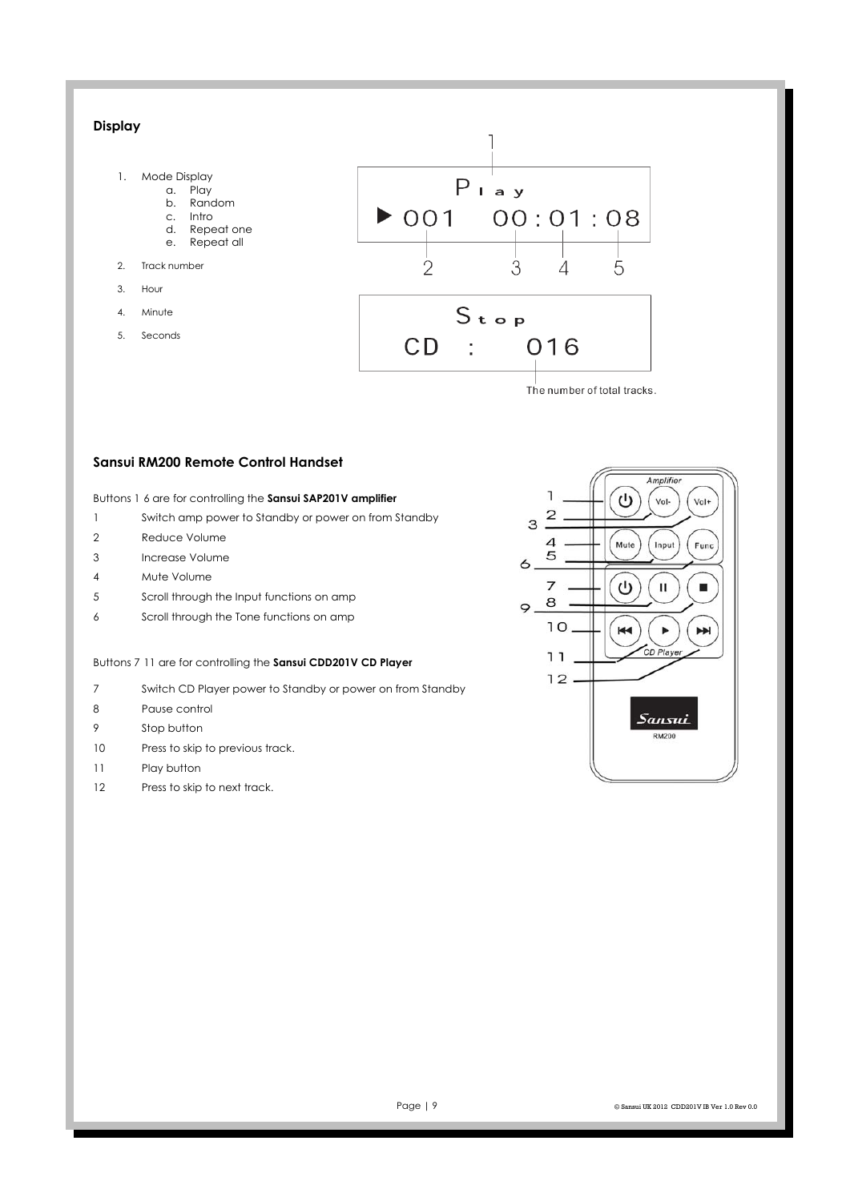## Display

1. Mode Display
    a. Play
    b. Random
    c. Intro
    d. Repeat one
    e. Repeat all
2. Track number
3. Hour
4. Minute
5. Seconds

## Sansui RM200 Remote Control Handset

Buttons 1 6 are for controlling the **Sansui SAP201V amplifier**

| | |
|---|---|
| 1 | Switch amp power to Standby or power on from Standby |
| 2 | Reduce Volume |
| 3 | Increase Volume |
| 4 | Mute Volume |
| 5 | Scroll through the Input functions on amp |
| 6 | Scroll through the Tone functions on amp |

Buttons 7 11 are for controlling the **Sansui CDD201V CD Player**

| | |
|---|---|
| 7 | Switch CD Player power to Standby or power on from Standby |
| 8 | Pause control |
| 9 | Stop button |
| 10 | Press to skip to previous track. |
| 11 | Play button |
| 12 | Press to skip to next track. |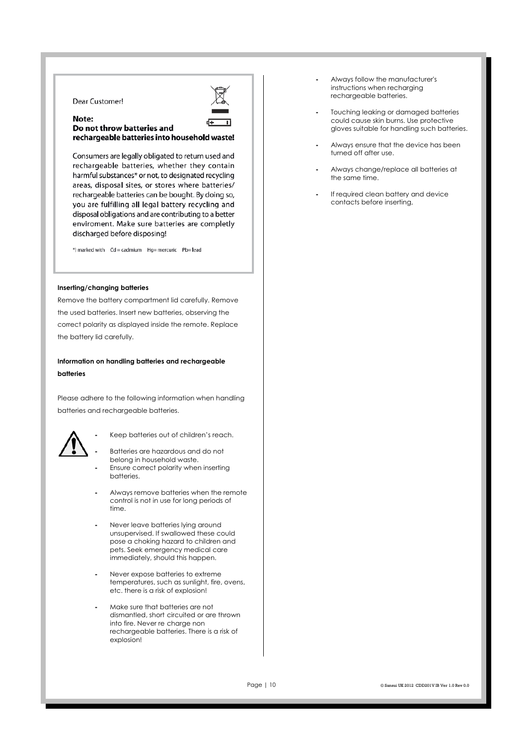Dear Customer!

**Note:**
**Do not throw batteries and rechargeable batteries into household waste!**

Consumers are legally obligated to return used and rechargeable batteries, whether they contain harmful substances* or not, to designated recycling areas, disposal sites, or stores where batteries/ rechargeable batteries can be bought. By doing so, you are fulfilling all legal battery recycling and disposal obligations and are contributing to a better enviroment. Make sure batteries are completly discharged before disposing!

*) marked with Cd = cadmium Hg= mercuric Pb= lead

**Inserting/changing batteries**

Remove the battery compartment lid carefully. Remove the used batteries. Insert new batteries, observing the correct polarity as displayed inside the remote. Replace the battery lid carefully.

**Information on handling batteries and rechargeable batteries**

Please adhere to the following information when handling batteries and rechargeable batteries.

- Keep batteries out of children's reach.
- Batteries are hazardous and do not belong in household waste.
- Ensure correct polarity when inserting batteries.
- Always remove batteries when the remote control is not in use for long periods of time.
- Never leave batteries lying around unsupervised. If swallowed these could pose a choking hazard to children and pets. Seek emergency medical care immediately, should this happen.
- Never expose batteries to extreme temperatures, such as sunlight, fire, ovens, etc. there is a risk of explosion!
- Make sure that batteries are not dismantled, short circuited or are thrown into fire. Never re charge non rechargeable batteries. There is a risk of explosion!
- Always follow the manufacturer's instructions when recharging rechargeable batteries.
- Touching leaking or damaged batteries could cause skin burns. Use protective gloves suitable for handling such batteries.
- Always ensure that the device has been turned off after use.
- Always change/replace all batteries at the same time.
- If required clean battery and device contacts before inserting,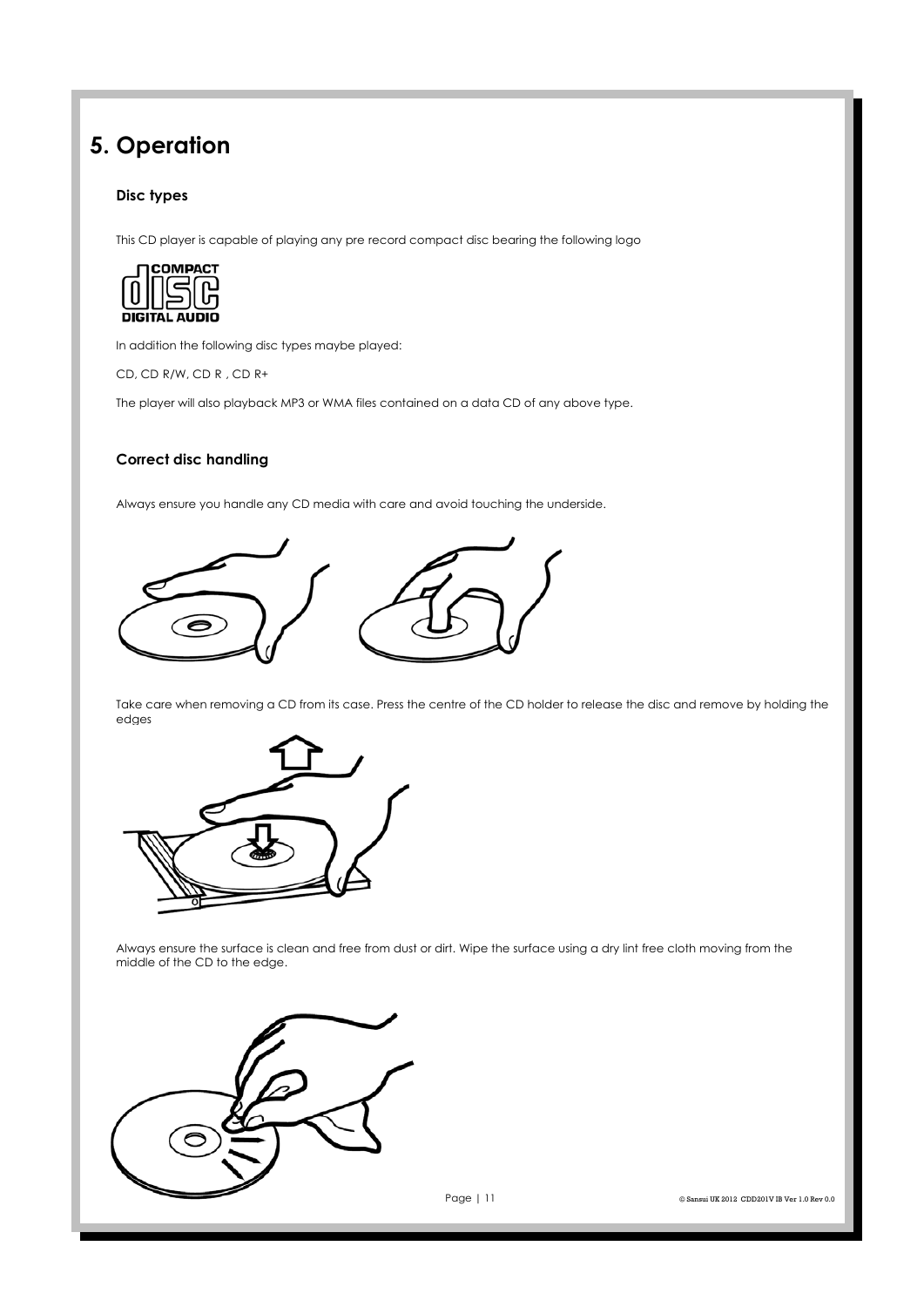# 5. Operation

### Disc types

This CD player is capable of playing any pre record compact disc bearing the following logo

COMPACT
DISC
DIGITAL AUDIO

In addition the following disc types maybe played:

CD, CD R/W, CD R , CD R+

The player will also playback MP3 or WMA files contained on a data CD of any above type.

### Correct disc handling

Always ensure you handle any CD media with care and avoid touching the underside.

Take care when removing a CD from its case. Press the centre of the CD holder to release the disc and remove by holding the edges

Always ensure the surface is clean and free from dust or dirt. Wipe the surface using a dry lint free cloth moving from the middle of the CD to the edge.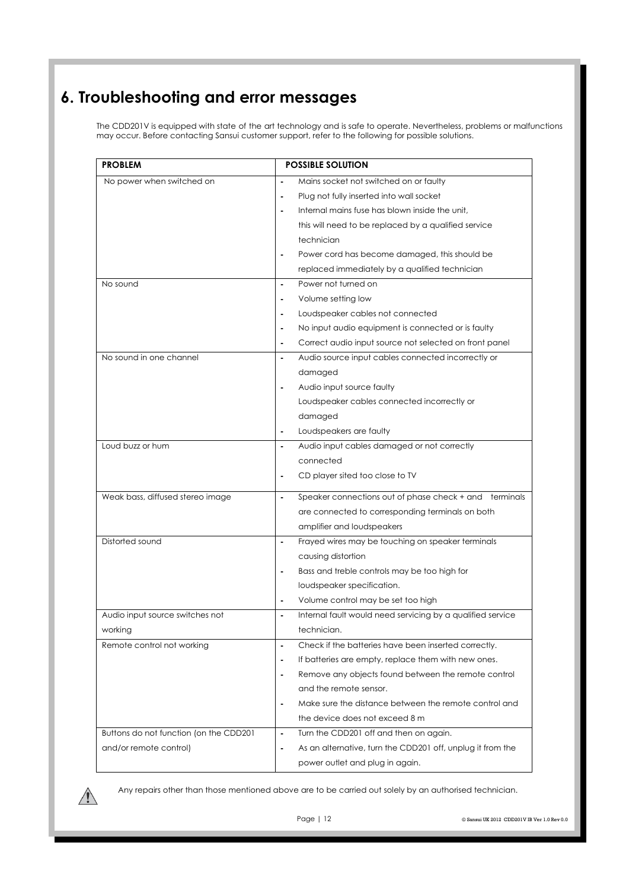# 6. Troubleshooting and error messages

The CDD201V is equipped with state of the art technology and is safe to operate. Nevertheless, problems or malfunctions may occur. Before contacting Sansui customer support, refer to the following for possible solutions.

| PROBLEM | POSSIBLE SOLUTION |
|---|---|
| No power when switched on | - Mains socket not switched on or faulty<br>- Plug not fully inserted into wall socket<br>- Internal mains fuse has blown inside the unit, this will need to be replaced by a qualified service technician<br>- Power cord has become damaged, this should be replaced immediately by a qualified technician |
| No sound | - Power not turned on<br>- Volume setting low<br>- Loudspeaker cables not connected<br>- No input audio equipment is connected or is faulty<br>- Correct audio input source not selected on front panel |
| No sound in one channel | - Audio source input cables connected incorrectly or damaged<br>- Audio input source faulty<br>Loudspeaker cables connected incorrectly or damaged<br>- Loudspeakers are faulty |
| Loud buzz or hum | - Audio input cables damaged or not correctly connected<br>- CD player sited too close to TV |
| Weak bass, diffused stereo image | - Speaker connections out of phase check + and terminals are connected to corresponding terminals on both amplifier and loudspeakers |
| Distorted sound | - Frayed wires may be touching on speaker terminals causing distortion<br>- Bass and treble controls may be too high for loudspeaker specification.<br>- Volume control may be set too high |
| Audio input source switches not working | - Internal fault would need servicing by a qualified service technician. |
| Remote control not working | - Check if the batteries have been inserted correctly.<br>- If batteries are empty, replace them with new ones.<br>- Remove any objects found between the remote control and the remote sensor.<br>- Make sure the distance between the remote control and the device does not exceed 8 m |
| Buttons do not function (on the CDD201 and/or remote control) | - Turn the CDD201 off and then on again.<br>- As an alternative, turn the CDD201 off, unplug it from the power outlet and plug in again. |

⚠ Any repairs other than those mentioned above are to be carried out solely by an authorised technician.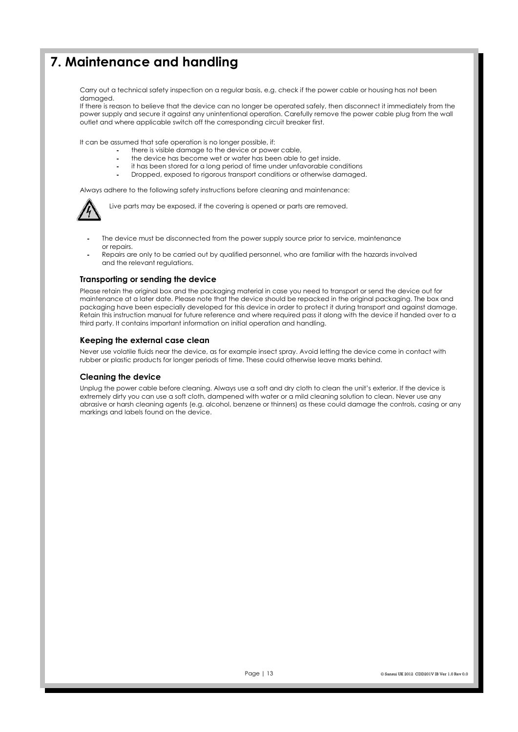# 7. Maintenance and handling

Carry out a technical safety inspection on a regular basis, e.g. check if the power cable or housing has not been damaged.
If there is reason to believe that the device can no longer be operated safely, then disconnect it immediately from the power supply and secure it against any unintentional operation. Carefully remove the power cable plug from the wall outlet and where applicable switch off the corresponding circuit breaker first.

It can be assumed that safe operation is no longer possible, if:

- there is visible damage to the device or power cable,
- the device has become wet or water has been able to get inside.
- it has been stored for a long period of time under unfavorable conditions
- Dropped, exposed to rigorous transport conditions or otherwise damaged.

Always adhere to the following safety instructions before cleaning and maintenance:

Live parts may be exposed, if the covering is opened or parts are removed.

- The device must be disconnected from the power supply source prior to service, maintenance or repairs.
- Repairs are only to be carried out by qualified personnel, who are familiar with the hazards involved and the relevant regulations.

### Transporting or sending the device

Please retain the original box and the packaging material in case you need to transport or send the device out for maintenance at a later date. Please note that the device should be repacked in the original packaging. The box and packaging have been especially developed for this device in order to protect it during transport and against damage. Retain this instruction manual for future reference and where required pass it along with the device if handed over to a third party. It contains important information on initial operation and handling.

### Keeping the external case clean

Never use volatile fluids near the device, as for example insect spray. Avoid letting the device come in contact with rubber or plastic products for longer periods of time. These could otherwise leave marks behind.

### Cleaning the device

Unplug the power cable before cleaning. Always use a soft and dry cloth to clean the unit's exterior. If the device is extremely dirty you can use a soft cloth, dampened with water or a mild cleaning solution to clean. Never use any abrasive or harsh cleaning agents (e.g. alcohol, benzene or thinners) as these could damage the controls, casing or any markings and labels found on the device.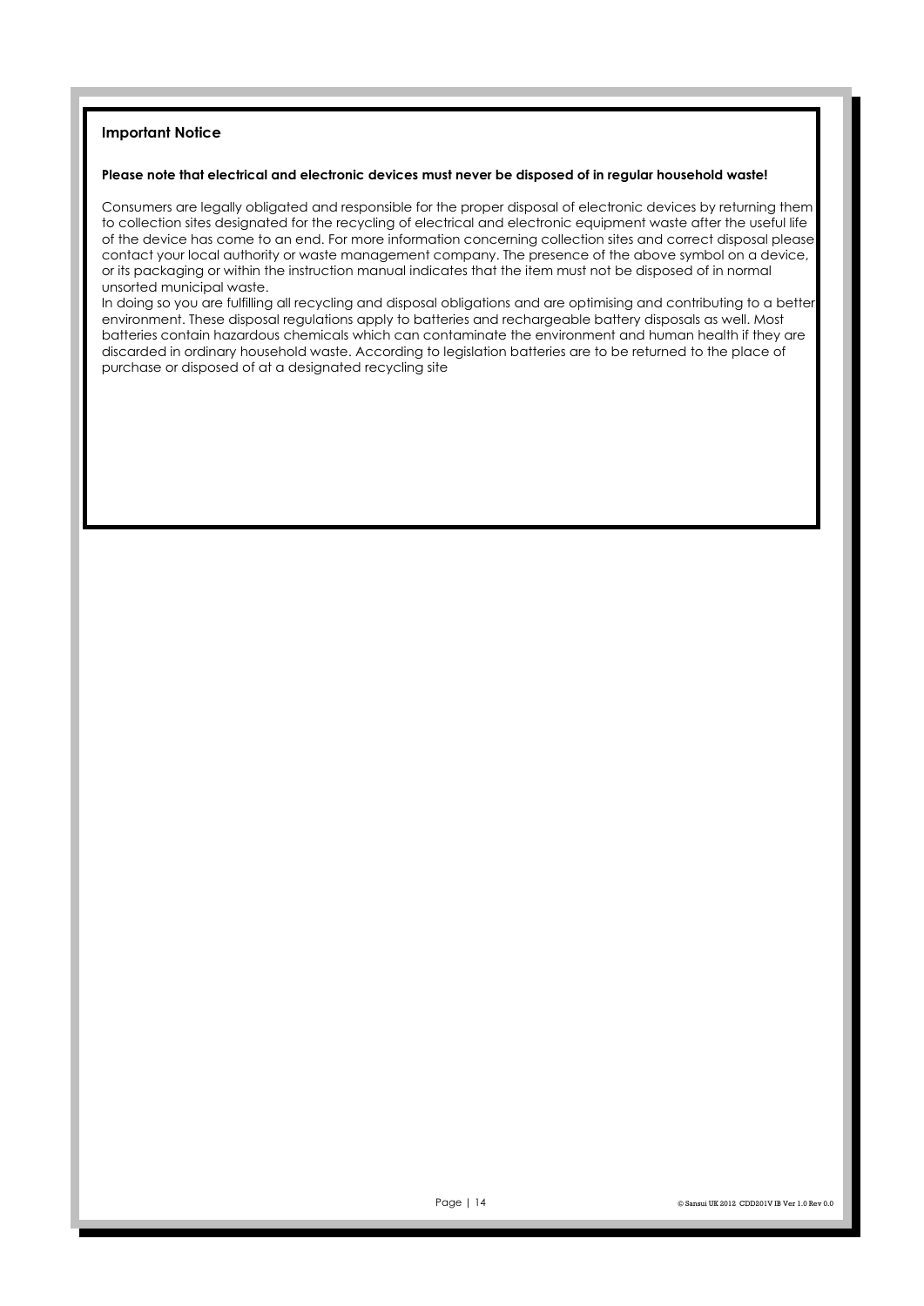## Important Notice

**Please note that electrical and electronic devices must never be disposed of in regular household waste!**

Consumers are legally obligated and responsible for the proper disposal of electronic devices by returning them to collection sites designated for the recycling of electrical and electronic equipment waste after the useful life of the device has come to an end. For more information concerning collection sites and correct disposal please contact your local authority or waste management company. The presence of the above symbol on a device, or its packaging or within the instruction manual indicates that the item must not be disposed of in normal unsorted municipal waste.

In doing so you are fulfilling all recycling and disposal obligations and are optimising and contributing to a better environment. These disposal regulations apply to batteries and rechargeable battery disposals as well. Most batteries contain hazardous chemicals which can contaminate the environment and human health if they are discarded in ordinary household waste. According to legislation batteries are to be returned to the place of purchase or disposed of at a designated recycling site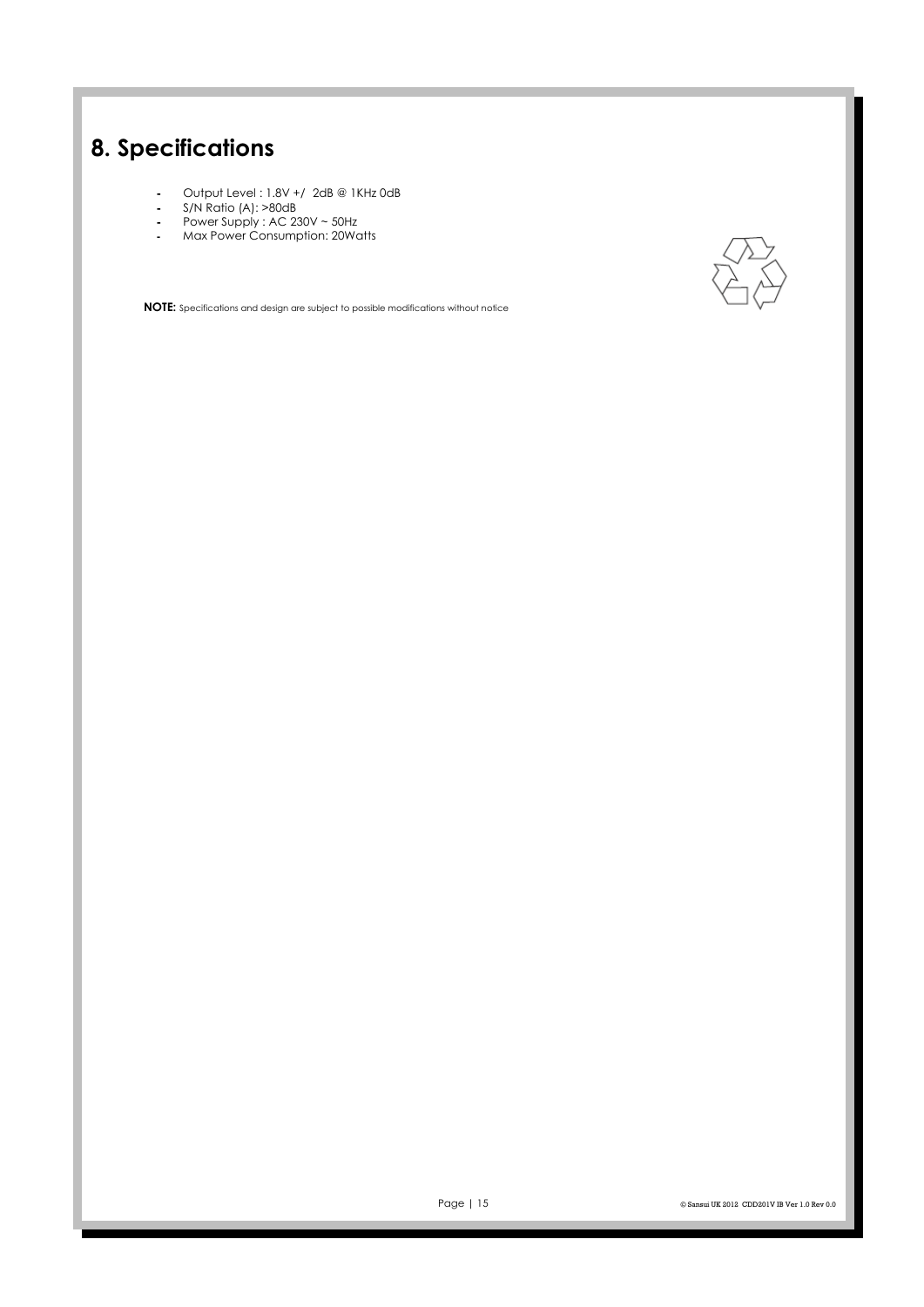# 8. Specifications

- Output Level : 1.8V +/ 2dB @ 1KHz 0dB
- S/N Ratio (A): >80dB
- Power Supply : AC 230V ~ 50Hz
- Max Power Consumption: 20Watts

**NOTE:** Specifications and design are subject to possible modifications without notice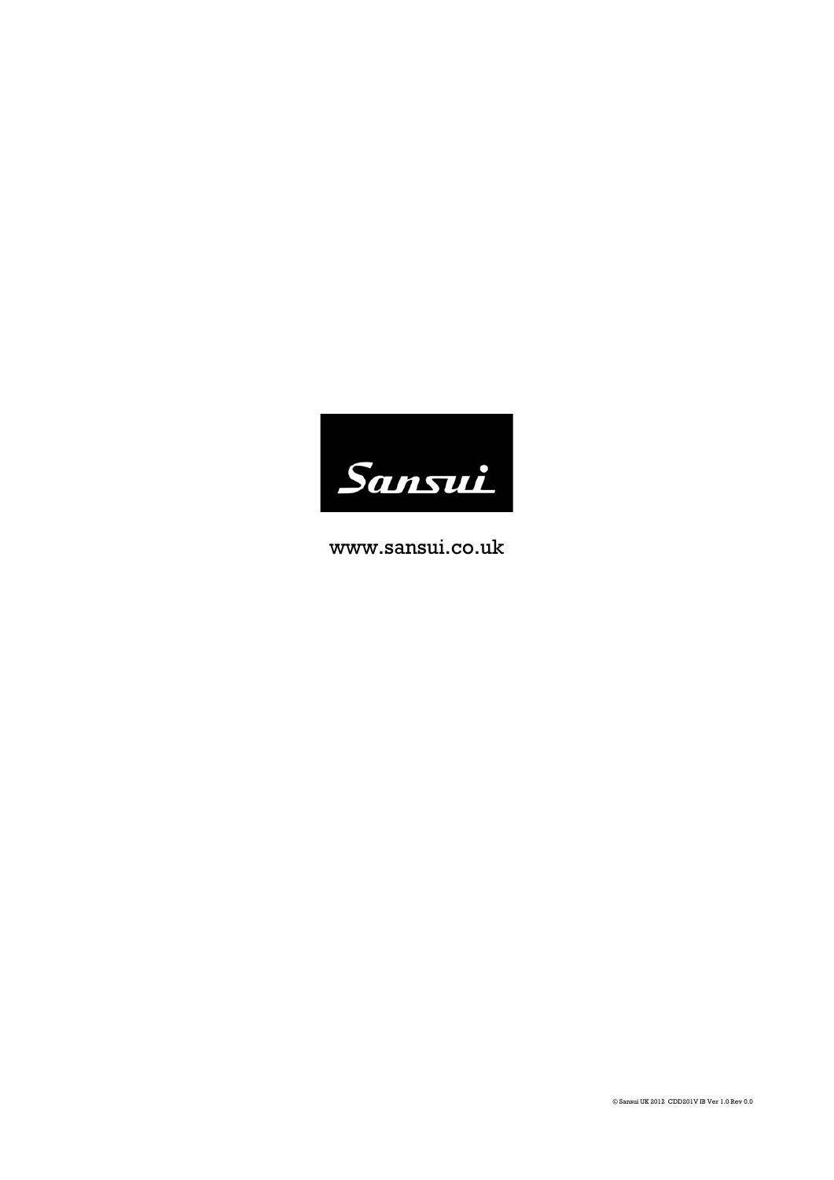Sansui

www.sansui.co.uk

© Sansui UK 2012 CDD201V IB Ver 1.0 Rev 0.0